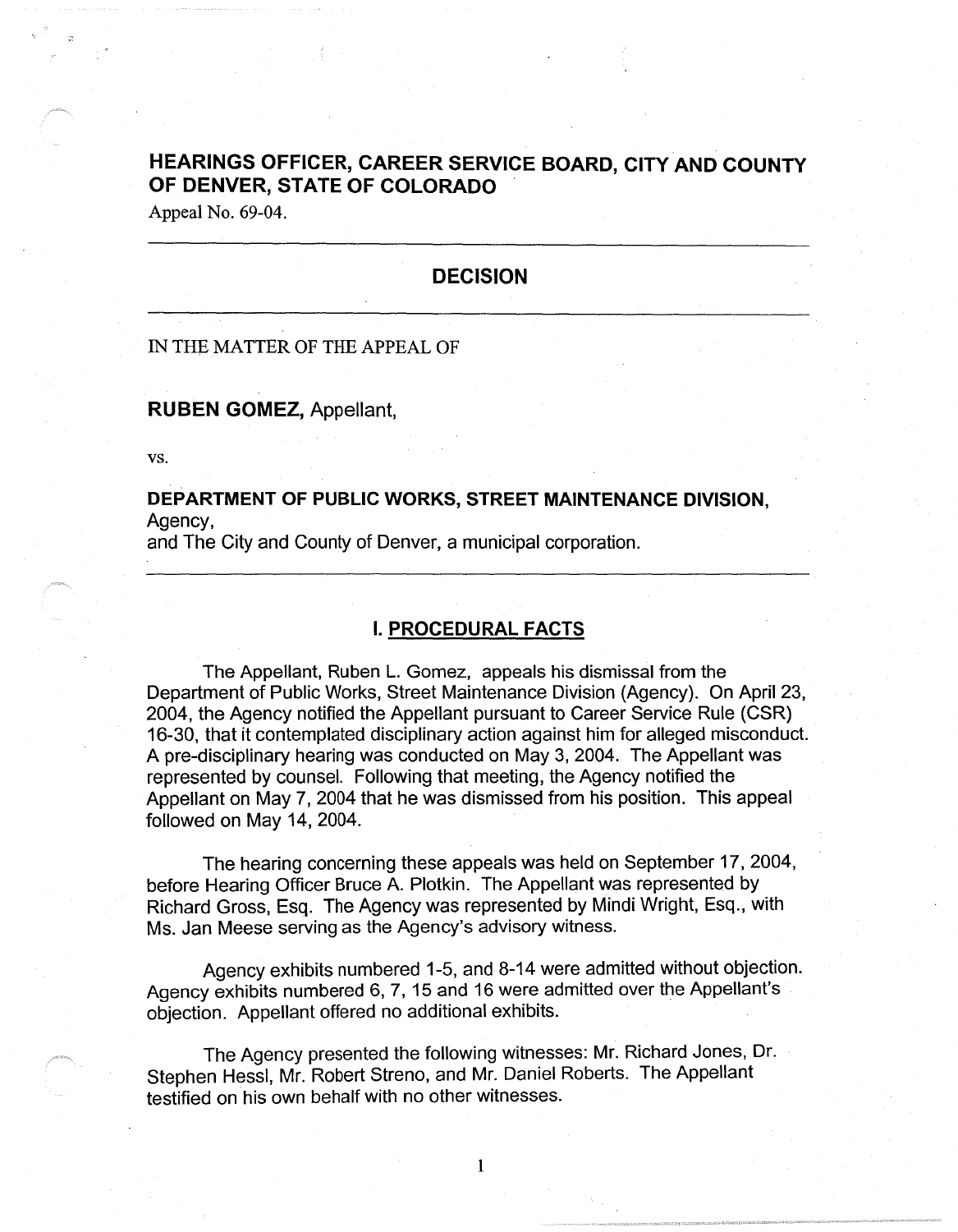# HEARINGS OFFICER, CAREER SERVICE BOARD, CITY AND COUNTY OF DENVER, STATE OF COLORADO

Appeal No. 69-04.

---

## DECISION

---

IN THE MATTER OF THE APPEAL OF

**RUBEN GOMEZ,** Appellant,

vs.

**DEPARTMENT OF PUBLIC WORKS, STREET MAINTENANCE DIVISION,** Agency,
and The City and County of Denver, a municipal corporation.

---

## I. PROCEDURAL FACTS

The Appellant, Ruben L. Gomez, appeals his dismissal from the Department of Public Works, Street Maintenance Division (Agency). On April 23, 2004, the Agency notified the Appellant pursuant to Career Service Rule (CSR) 16-30, that it contemplated disciplinary action against him for alleged misconduct. A pre-disciplinary hearing was conducted on May 3, 2004. The Appellant was represented by counsel. Following that meeting, the Agency notified the Appellant on May 7, 2004 that he was dismissed from his position. This appeal followed on May 14, 2004.

The hearing concerning these appeals was held on September 17, 2004, before Hearing Officer Bruce A. Plotkin. The Appellant was represented by Richard Gross, Esq. The Agency was represented by Mindi Wright, Esq., with Ms. Jan Meese serving as the Agency's advisory witness.

Agency exhibits numbered 1-5, and 8-14 were admitted without objection. Agency exhibits numbered 6, 7, 15 and 16 were admitted over the Appellant's objection. Appellant offered no additional exhibits.

The Agency presented the following witnesses: Mr. Richard Jones, Dr. Stephen Hessl, Mr. Robert Streno, and Mr. Daniel Roberts. The Appellant testified on his own behalf with no other witnesses.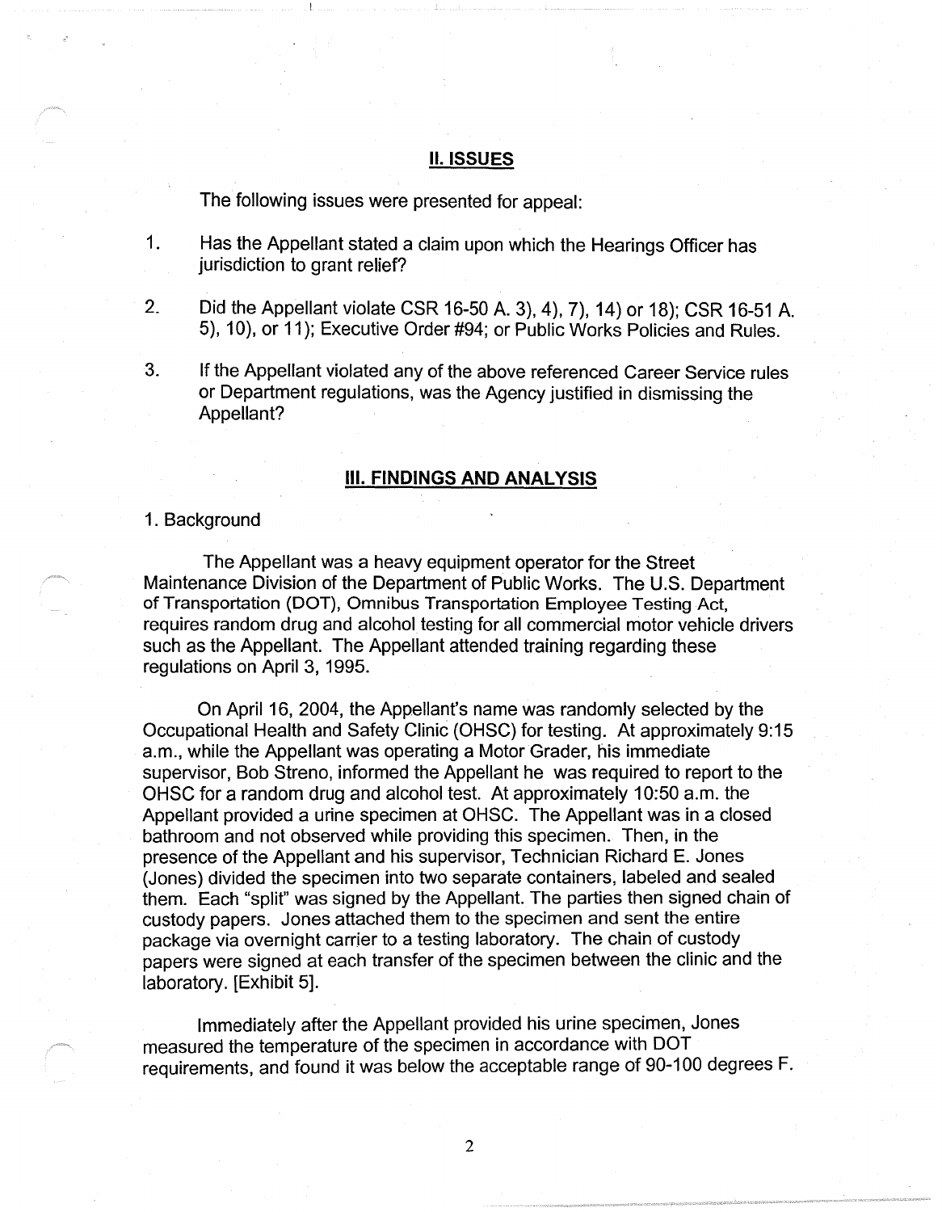## II. ISSUES

The following issues were presented for appeal:

1. Has the Appellant stated a claim upon which the Hearings Officer has jurisdiction to grant relief?

2. Did the Appellant violate CSR 16-50 A. 3), 4), 7), 14) or 18); CSR 16-51 A. 5), 10), or 11); Executive Order #94; or Public Works Policies and Rules.

3. If the Appellant violated any of the above referenced Career Service rules or Department regulations, was the Agency justified in dismissing the Appellant?

## III. FINDINGS AND ANALYSIS

1. Background

The Appellant was a heavy equipment operator for the Street Maintenance Division of the Department of Public Works. The U.S. Department of Transportation (DOT), Omnibus Transportation Employee Testing Act, requires random drug and alcohol testing for all commercial motor vehicle drivers such as the Appellant. The Appellant attended training regarding these regulations on April 3, 1995.

On April 16, 2004, the Appellant's name was randomly selected by the Occupational Health and Safety Clinic (OHSC) for testing. At approximately 9:15 a.m., while the Appellant was operating a Motor Grader, his immediate supervisor, Bob Streno, informed the Appellant he was required to report to the OHSC for a random drug and alcohol test. At approximately 10:50 a.m. the Appellant provided a urine specimen at OHSC. The Appellant was in a closed bathroom and not observed while providing this specimen. Then, in the presence of the Appellant and his supervisor, Technician Richard E. Jones (Jones) divided the specimen into two separate containers, labeled and sealed them. Each "split" was signed by the Appellant. The parties then signed chain of custody papers. Jones attached them to the specimen and sent the entire package via overnight carrier to a testing laboratory. The chain of custody papers were signed at each transfer of the specimen between the clinic and the laboratory. [Exhibit 5].

Immediately after the Appellant provided his urine specimen, Jones measured the temperature of the specimen in accordance with DOT requirements, and found it was below the acceptable range of 90-100 degrees F.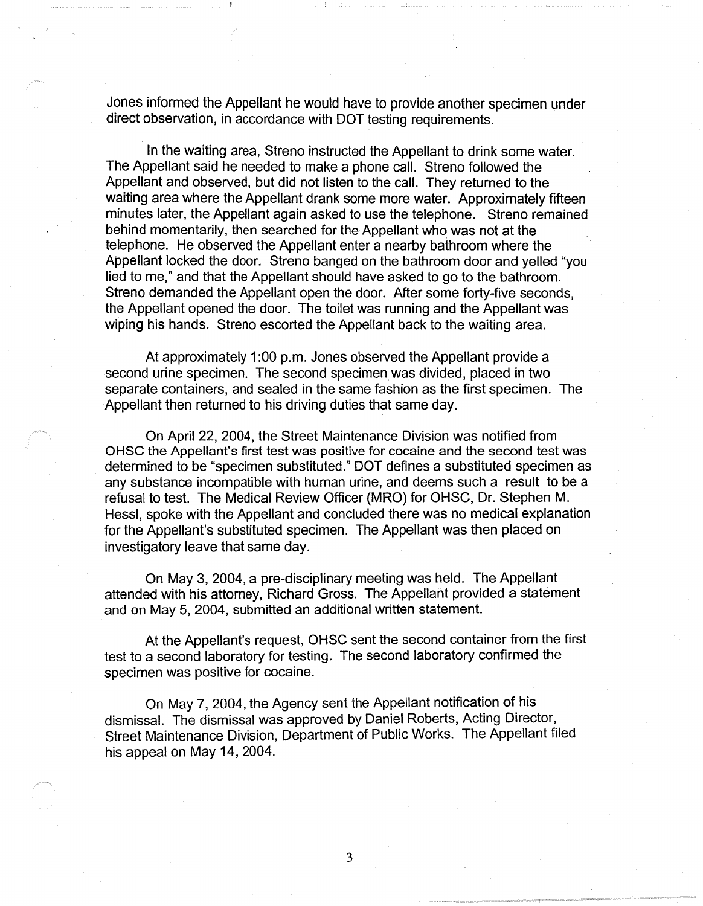Jones informed the Appellant he would have to provide another specimen under direct observation, in accordance with DOT testing requirements.

In the waiting area, Streno instructed the Appellant to drink some water. The Appellant said he needed to make a phone call. Streno followed the Appellant and observed, but did not listen to the call. They returned to the waiting area where the Appellant drank some more water. Approximately fifteen minutes later, the Appellant again asked to use the telephone. Streno remained behind momentarily, then searched for the Appellant who was not at the telephone. He observed the Appellant enter a nearby bathroom where the Appellant locked the door. Streno banged on the bathroom door and yelled "you lied to me," and that the Appellant should have asked to go to the bathroom. Streno demanded the Appellant open the door. After some forty-five seconds, the Appellant opened the door. The toilet was running and the Appellant was wiping his hands. Streno escorted the Appellant back to the waiting area.

At approximately 1:00 p.m. Jones observed the Appellant provide a second urine specimen. The second specimen was divided, placed in two separate containers, and sealed in the same fashion as the first specimen. The Appellant then returned to his driving duties that same day.

On April 22, 2004, the Street Maintenance Division was notified from OHSC the Appellant's first test was positive for cocaine and the second test was determined to be "specimen substituted." DOT defines a substituted specimen as any substance incompatible with human urine, and deems such a result to be a refusal to test. The Medical Review Officer (MRO) for OHSC, Dr. Stephen M. Hessl, spoke with the Appellant and concluded there was no medical explanation for the Appellant's substituted specimen. The Appellant was then placed on investigatory leave that same day.

On May 3, 2004, a pre-disciplinary meeting was held. The Appellant attended with his attorney, Richard Gross. The Appellant provided a statement and on May 5, 2004, submitted an additional written statement.

At the Appellant's request, OHSC sent the second container from the first test to a second laboratory for testing. The second laboratory confirmed the specimen was positive for cocaine.

On May 7, 2004, the Agency sent the Appellant notification of his dismissal. The dismissal was approved by Daniel Roberts, Acting Director, Street Maintenance Division, Department of Public Works. The Appellant filed his appeal on May 14, 2004.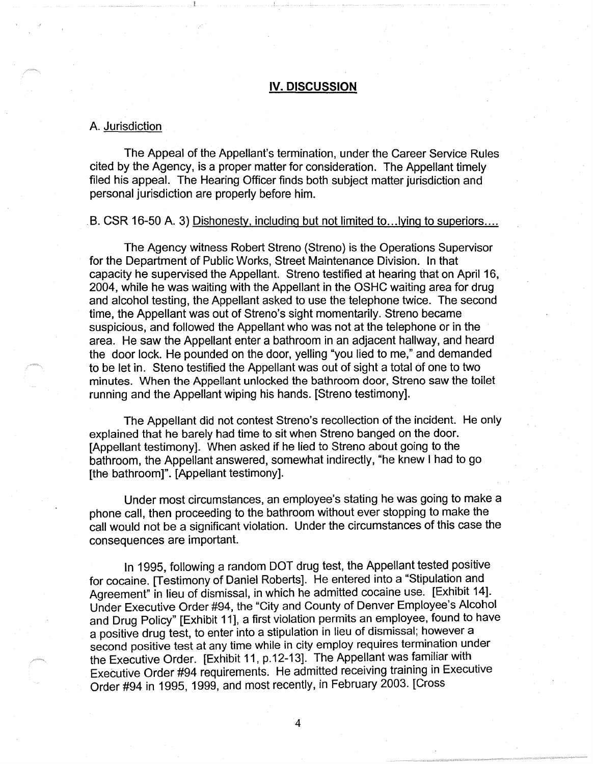## IV. DISCUSSION

A. Jurisdiction

The Appeal of the Appellant's termination, under the Career Service Rules cited by the Agency, is a proper matter for consideration. The Appellant timely filed his appeal. The Hearing Officer finds both subject matter jurisdiction and personal jurisdiction are properly before him.

B. CSR 16-50 A. 3) Dishonesty, including but not limited to...lying to superiors....

The Agency witness Robert Streno (Streno) is the Operations Supervisor for the Department of Public Works, Street Maintenance Division. In that capacity he supervised the Appellant. Streno testified at hearing that on April 16, 2004, while he was waiting with the Appellant in the OSHC waiting area for drug and alcohol testing, the Appellant asked to use the telephone twice. The second time, the Appellant was out of Streno's sight momentarily. Streno became suspicious, and followed the Appellant who was not at the telephone or in the area. He saw the Appellant enter a bathroom in an adjacent hallway, and heard the door lock. He pounded on the door, yelling "you lied to me," and demanded to be let in. Steno testified the Appellant was out of sight a total of one to two minutes. When the Appellant unlocked the bathroom door, Streno saw the toilet running and the Appellant wiping his hands. [Streno testimony].

The Appellant did not contest Streno's recollection of the incident. He only explained that he barely had time to sit when Streno banged on the door. [Appellant testimony]. When asked if he lied to Streno about going to the bathroom, the Appellant answered, somewhat indirectly, "he knew I had to go [the bathroom]". [Appellant testimony].

Under most circumstances, an employee's stating he was going to make a phone call, then proceeding to the bathroom without ever stopping to make the call would not be a significant violation. Under the circumstances of this case the consequences are important.

In 1995, following a random DOT drug test, the Appellant tested positive for cocaine. [Testimony of Daniel Roberts]. He entered into a "Stipulation and Agreement" in lieu of dismissal, in which he admitted cocaine use. [Exhibit 14]. Under Executive Order #94, the "City and County of Denver Employee's Alcohol and Drug Policy" [Exhibit 11], a first violation permits an employee, found to have a positive drug test, to enter into a stipulation in lieu of dismissal; however a second positive test at any time while in city employ requires termination under the Executive Order. [Exhibit 11, p.12-13]. The Appellant was familiar with Executive Order #94 requirements. He admitted receiving training in Executive Order #94 in 1995, 1999, and most recently, in February 2003. [Cross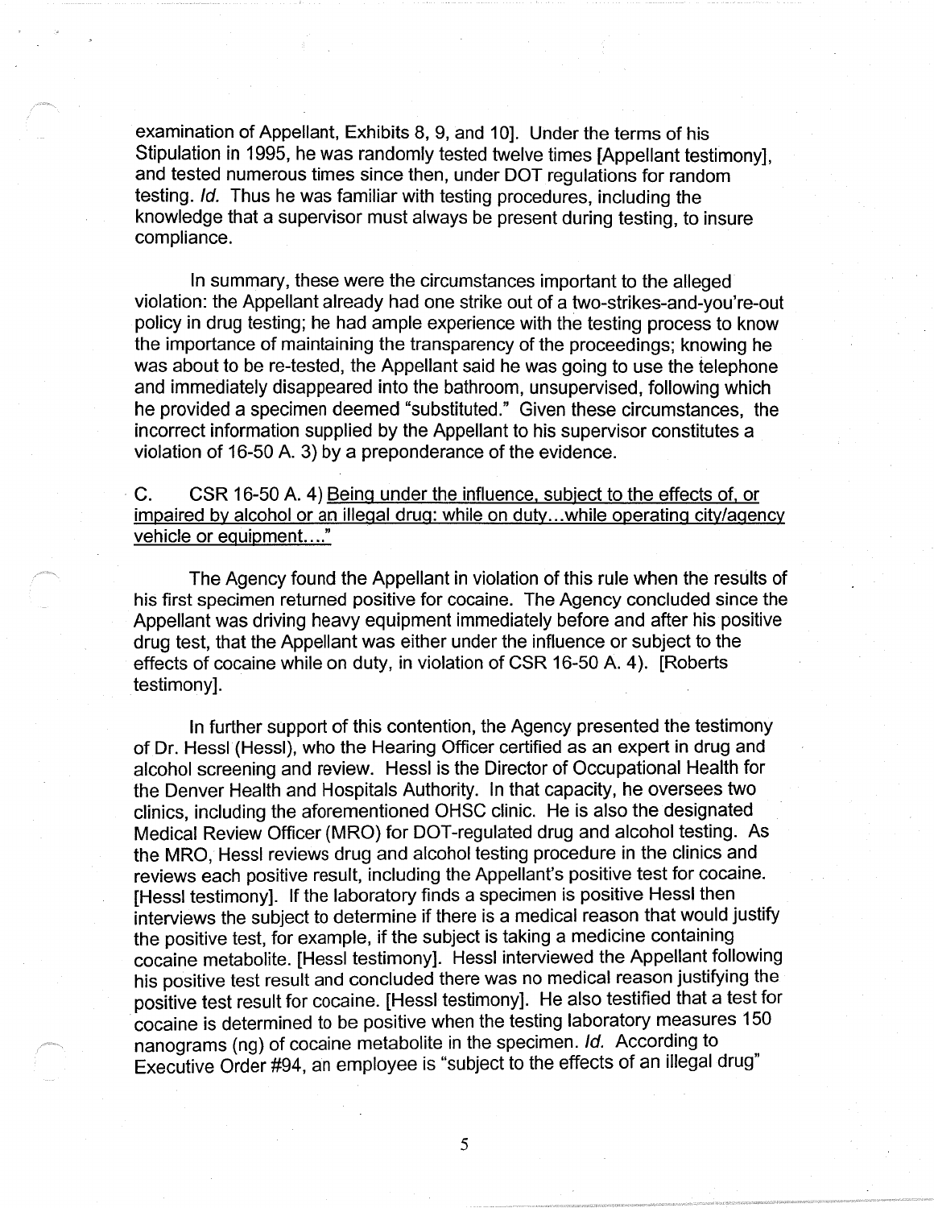examination of Appellant, Exhibits 8, 9, and 10]. Under the terms of his Stipulation in 1995, he was randomly tested twelve times [Appellant testimony], and tested numerous times since then, under DOT regulations for random testing. *Id.* Thus he was familiar with testing procedures, including the knowledge that a supervisor must always be present during testing, to insure compliance.

In summary, these were the circumstances important to the alleged violation: the Appellant already had one strike out of a two-strikes-and-you're-out policy in drug testing; he had ample experience with the testing process to know the importance of maintaining the transparency of the proceedings; knowing he was about to be re-tested, the Appellant said he was going to use the telephone and immediately disappeared into the bathroom, unsupervised, following which he provided a specimen deemed "substituted." Given these circumstances, the incorrect information supplied by the Appellant to his supervisor constitutes a violation of 16-50 A. 3) by a preponderance of the evidence.

C. CSR 16-50 A. 4) <u>Being under the influence, subject to the effects of, or impaired by alcohol or an illegal drug: while on duty…while operating city/agency vehicle or equipment…."</u>

The Agency found the Appellant in violation of this rule when the results of his first specimen returned positive for cocaine. The Agency concluded since the Appellant was driving heavy equipment immediately before and after his positive drug test, that the Appellant was either under the influence or subject to the effects of cocaine while on duty, in violation of CSR 16-50 A. 4). [Roberts testimony].

In further support of this contention, the Agency presented the testimony of Dr. Hessl (Hessl), who the Hearing Officer certified as an expert in drug and alcohol screening and review. Hessl is the Director of Occupational Health for the Denver Health and Hospitals Authority. In that capacity, he oversees two clinics, including the aforementioned OHSC clinic. He is also the designated Medical Review Officer (MRO) for DOT-regulated drug and alcohol testing. As the MRO, Hessl reviews drug and alcohol testing procedure in the clinics and reviews each positive result, including the Appellant's positive test for cocaine. [Hessl testimony]. If the laboratory finds a specimen is positive Hessl then interviews the subject to determine if there is a medical reason that would justify the positive test, for example, if the subject is taking a medicine containing cocaine metabolite. [Hessl testimony]. Hessl interviewed the Appellant following his positive test result and concluded there was no medical reason justifying the positive test result for cocaine. [Hessl testimony]. He also testified that a test for cocaine is determined to be positive when the testing laboratory measures 150 nanograms (ng) of cocaine metabolite in the specimen. *Id.* According to Executive Order #94, an employee is "subject to the effects of an illegal drug"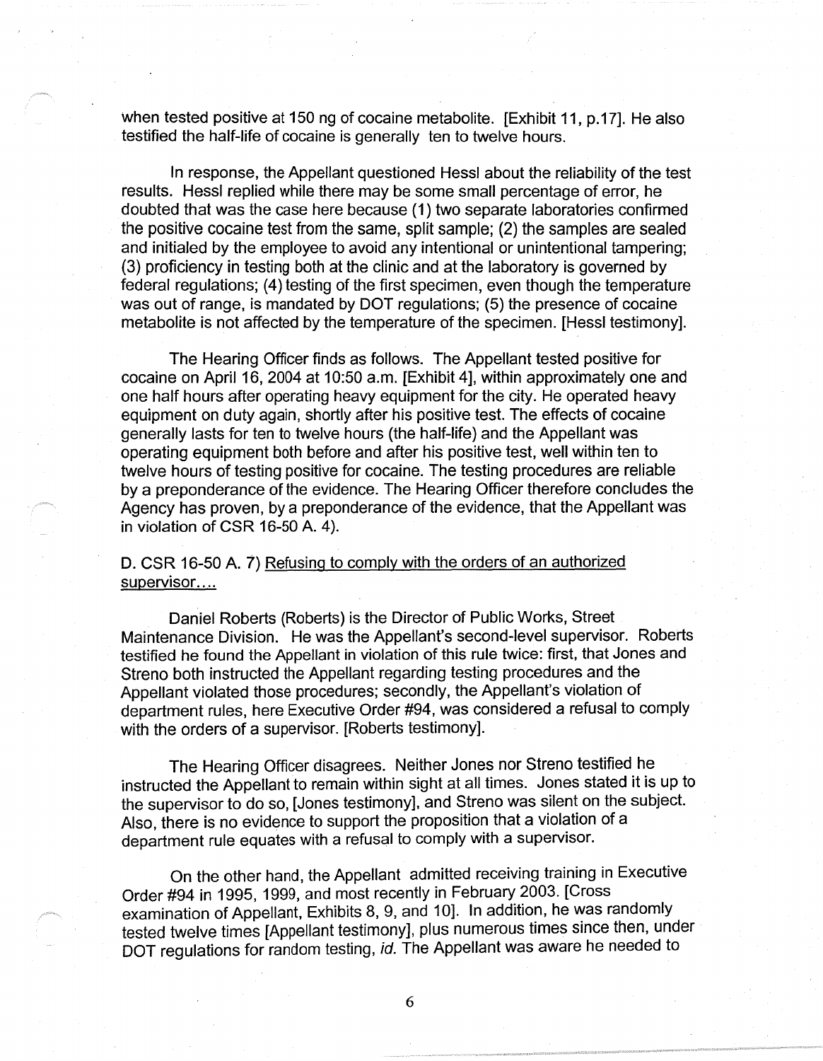when tested positive at 150 ng of cocaine metabolite. [Exhibit 11, p.17]. He also testified the half-life of cocaine is generally ten to twelve hours.

In response, the Appellant questioned Hessl about the reliability of the test results. Hessl replied while there may be some small percentage of error, he doubted that was the case here because (1) two separate laboratories confirmed the positive cocaine test from the same, split sample; (2) the samples are sealed and initialed by the employee to avoid any intentional or unintentional tampering; (3) proficiency in testing both at the clinic and at the laboratory is governed by federal regulations; (4) testing of the first specimen, even though the temperature was out of range, is mandated by DOT regulations; (5) the presence of cocaine metabolite is not affected by the temperature of the specimen. [Hessl testimony].

The Hearing Officer finds as follows. The Appellant tested positive for cocaine on April 16, 2004 at 10:50 a.m. [Exhibit 4], within approximately one and one half hours after operating heavy equipment for the city. He operated heavy equipment on duty again, shortly after his positive test. The effects of cocaine generally lasts for ten to twelve hours (the half-life) and the Appellant was operating equipment both before and after his positive test, well within ten to twelve hours of testing positive for cocaine. The testing procedures are reliable by a preponderance of the evidence. The Hearing Officer therefore concludes the Agency has proven, by a preponderance of the evidence, that the Appellant was in violation of CSR 16-50 A. 4).

D. CSR 16-50 A. 7) <u>Refusing to comply with the orders of an authorized supervisor....</u>

Daniel Roberts (Roberts) is the Director of Public Works, Street Maintenance Division. He was the Appellant's second-level supervisor. Roberts testified he found the Appellant in violation of this rule twice: first, that Jones and Streno both instructed the Appellant regarding testing procedures and the Appellant violated those procedures; secondly, the Appellant's violation of department rules, here Executive Order #94, was considered a refusal to comply with the orders of a supervisor. [Roberts testimony].

The Hearing Officer disagrees. Neither Jones nor Streno testified he instructed the Appellant to remain within sight at all times. Jones stated it is up to the supervisor to do so, [Jones testimony], and Streno was silent on the subject. Also, there is no evidence to support the proposition that a violation of a department rule equates with a refusal to comply with a supervisor.

On the other hand, the Appellant admitted receiving training in Executive Order #94 in 1995, 1999, and most recently in February 2003. [Cross examination of Appellant, Exhibits 8, 9, and 10]. In addition, he was randomly tested twelve times [Appellant testimony], plus numerous times since then, under DOT regulations for random testing, *id.* The Appellant was aware he needed to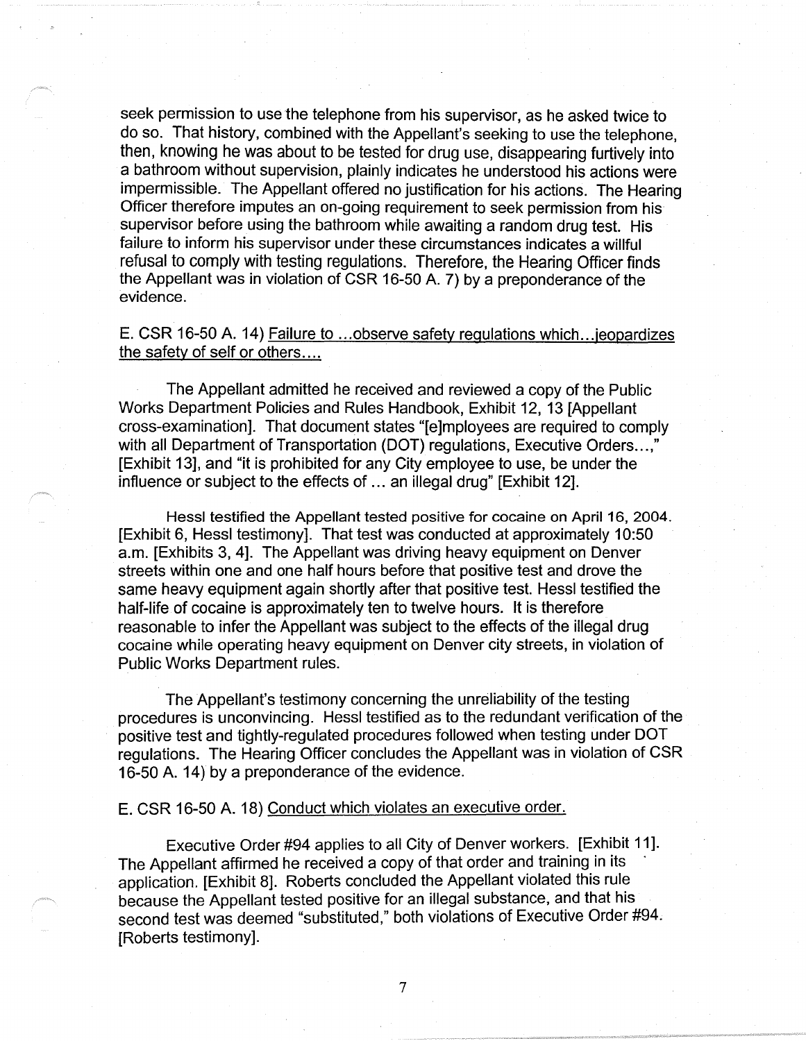seek permission to use the telephone from his supervisor, as he asked twice to do so. That history, combined with the Appellant's seeking to use the telephone, then, knowing he was about to be tested for drug use, disappearing furtively into a bathroom without supervision, plainly indicates he understood his actions were impermissible. The Appellant offered no justification for his actions. The Hearing Officer therefore imputes an on-going requirement to seek permission from his supervisor before using the bathroom while awaiting a random drug test. His failure to inform his supervisor under these circumstances indicates a willful refusal to comply with testing regulations. Therefore, the Hearing Officer finds the Appellant was in violation of CSR 16-50 A. 7) by a preponderance of the evidence.

E. CSR 16-50 A. 14) <u>Failure to ...observe safety regulations which...jeopardizes the safety of self or others....</u>

The Appellant admitted he received and reviewed a copy of the Public Works Department Policies and Rules Handbook, Exhibit 12, 13 [Appellant cross-examination]. That document states "[e]mployees are required to comply with all Department of Transportation (DOT) regulations, Executive Orders...," [Exhibit 13], and "it is prohibited for any City employee to use, be under the influence or subject to the effects of ... an illegal drug" [Exhibit 12].

Hessl testified the Appellant tested positive for cocaine on April 16, 2004. [Exhibit 6, Hessl testimony]. That test was conducted at approximately 10:50 a.m. [Exhibits 3, 4]. The Appellant was driving heavy equipment on Denver streets within one and one half hours before that positive test and drove the same heavy equipment again shortly after that positive test. Hessl testified the half-life of cocaine is approximately ten to twelve hours. It is therefore reasonable to infer the Appellant was subject to the effects of the illegal drug cocaine while operating heavy equipment on Denver city streets, in violation of Public Works Department rules.

The Appellant's testimony concerning the unreliability of the testing procedures is unconvincing. Hessl testified as to the redundant verification of the positive test and tightly-regulated procedures followed when testing under DOT regulations. The Hearing Officer concludes the Appellant was in violation of CSR 16-50 A. 14) by a preponderance of the evidence.

E. CSR 16-50 A. 18) <u>Conduct which violates an executive order.</u>

Executive Order #94 applies to all City of Denver workers. [Exhibit 11]. The Appellant affirmed he received a copy of that order and training in its application. [Exhibit 8]. Roberts concluded the Appellant violated this rule because the Appellant tested positive for an illegal substance, and that his second test was deemed "substituted," both violations of Executive Order #94. [Roberts testimony].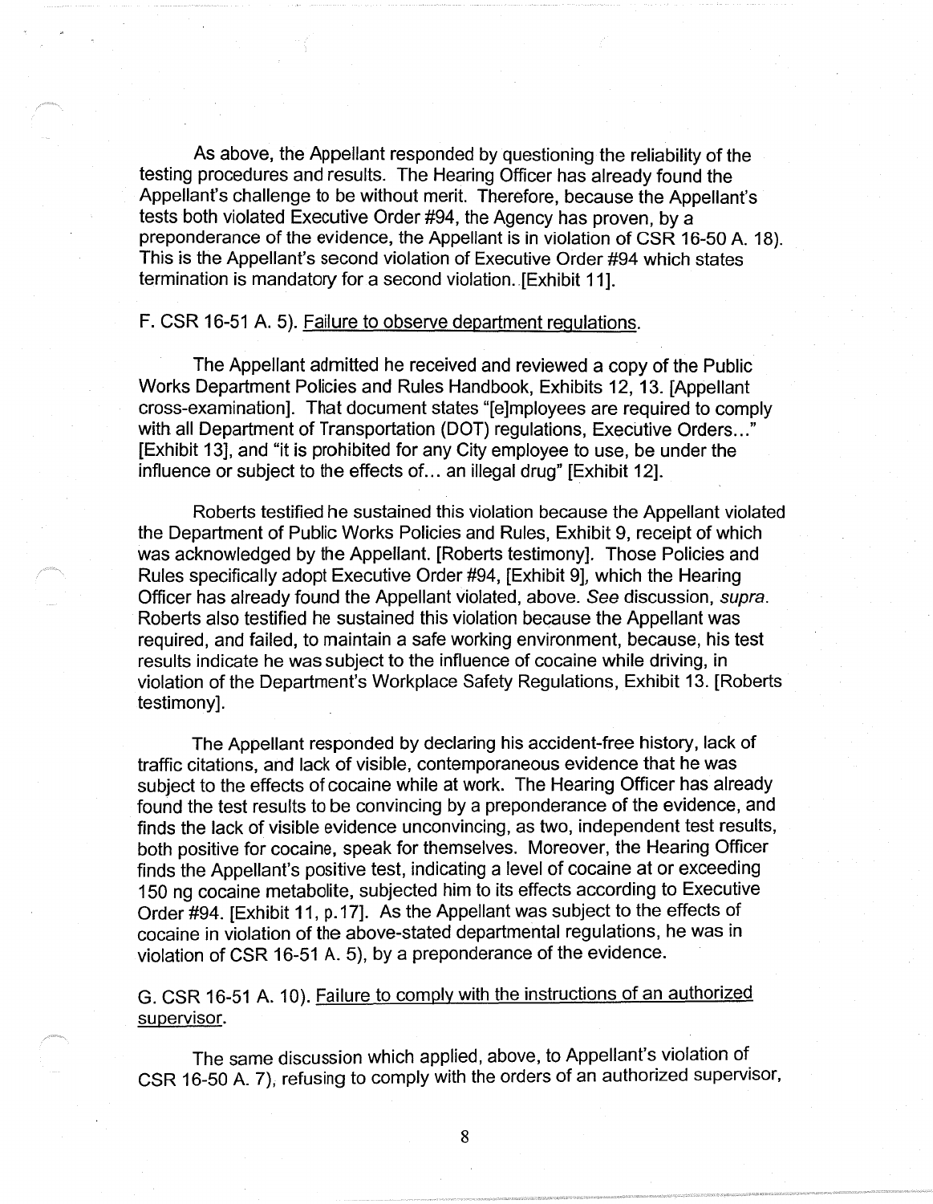As above, the Appellant responded by questioning the reliability of the testing procedures and results. The Hearing Officer has already found the Appellant's challenge to be without merit. Therefore, because the Appellant's tests both violated Executive Order #94, the Agency has proven, by a preponderance of the evidence, the Appellant is in violation of CSR 16-50 A. 18). This is the Appellant's second violation of Executive Order #94 which states termination is mandatory for a second violation. [Exhibit 11].

F. CSR 16-51 A. 5). Failure to observe department regulations.

The Appellant admitted he received and reviewed a copy of the Public Works Department Policies and Rules Handbook, Exhibits 12, 13. [Appellant cross-examination]. That document states "[e]mployees are required to comply with all Department of Transportation (DOT) regulations, Executive Orders..." [Exhibit 13], and "it is prohibited for any City employee to use, be under the influence or subject to the effects of... an illegal drug" [Exhibit 12].

Roberts testified he sustained this violation because the Appellant violated the Department of Public Works Policies and Rules, Exhibit 9, receipt of which was acknowledged by the Appellant. [Roberts testimony]. Those Policies and Rules specifically adopt Executive Order #94, [Exhibit 9], which the Hearing Officer has already found the Appellant violated, above. *See* discussion, *supra*. Roberts also testified he sustained this violation because the Appellant was required, and failed, to maintain a safe working environment, because, his test results indicate he was subject to the influence of cocaine while driving, in violation of the Department's Workplace Safety Regulations, Exhibit 13. [Roberts testimony].

The Appellant responded by declaring his accident-free history, lack of traffic citations, and lack of visible, contemporaneous evidence that he was subject to the effects of cocaine while at work. The Hearing Officer has already found the test results to be convincing by a preponderance of the evidence, and finds the lack of visible evidence unconvincing, as two, independent test results, both positive for cocaine, speak for themselves. Moreover, the Hearing Officer finds the Appellant's positive test, indicating a level of cocaine at or exceeding 150 ng cocaine metabolite, subjected him to its effects according to Executive Order #94. [Exhibit 11, p.17]. As the Appellant was subject to the effects of cocaine in violation of the above-stated departmental regulations, he was in violation of CSR 16-51 A. 5), by a preponderance of the evidence.

G. CSR 16-51 A. 10). Failure to comply with the instructions of an authorized supervisor.

The same discussion which applied, above, to Appellant's violation of CSR 16-50 A. 7), refusing to comply with the orders of an authorized supervisor,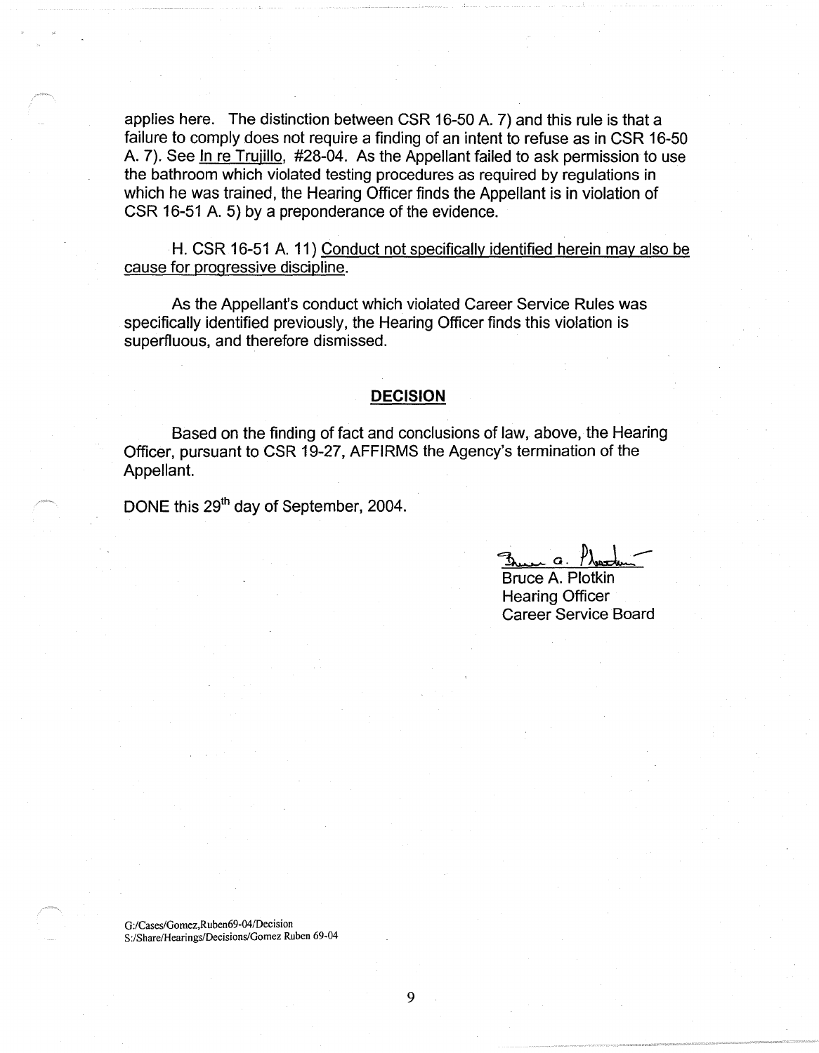applies here. The distinction between CSR 16-50 A. 7) and this rule is that a failure to comply does not require a finding of an intent to refuse as in CSR 16-50 A. 7). See In re Trujillo, #28-04. As the Appellant failed to ask permission to use the bathroom which violated testing procedures as required by regulations in which he was trained, the Hearing Officer finds the Appellant is in violation of CSR 16-51 A. 5) by a preponderance of the evidence.

H. CSR 16-51 A. 11) Conduct not specifically identified herein may also be cause for progressive discipline.

As the Appellant's conduct which violated Career Service Rules was specifically identified previously, the Hearing Officer finds this violation is superfluous, and therefore dismissed.

## DECISION

Based on the finding of fact and conclusions of law, above, the Hearing Officer, pursuant to CSR 19-27, AFFIRMS the Agency's termination of the Appellant.

DONE this 29th day of September, 2004.

Bruce A. Plotkin
Hearing Officer
Career Service Board

G:/Cases/Gomez,Ruben69-04/Decision
S:/Share/Hearings/Decisions/Gomez Ruben 69-04